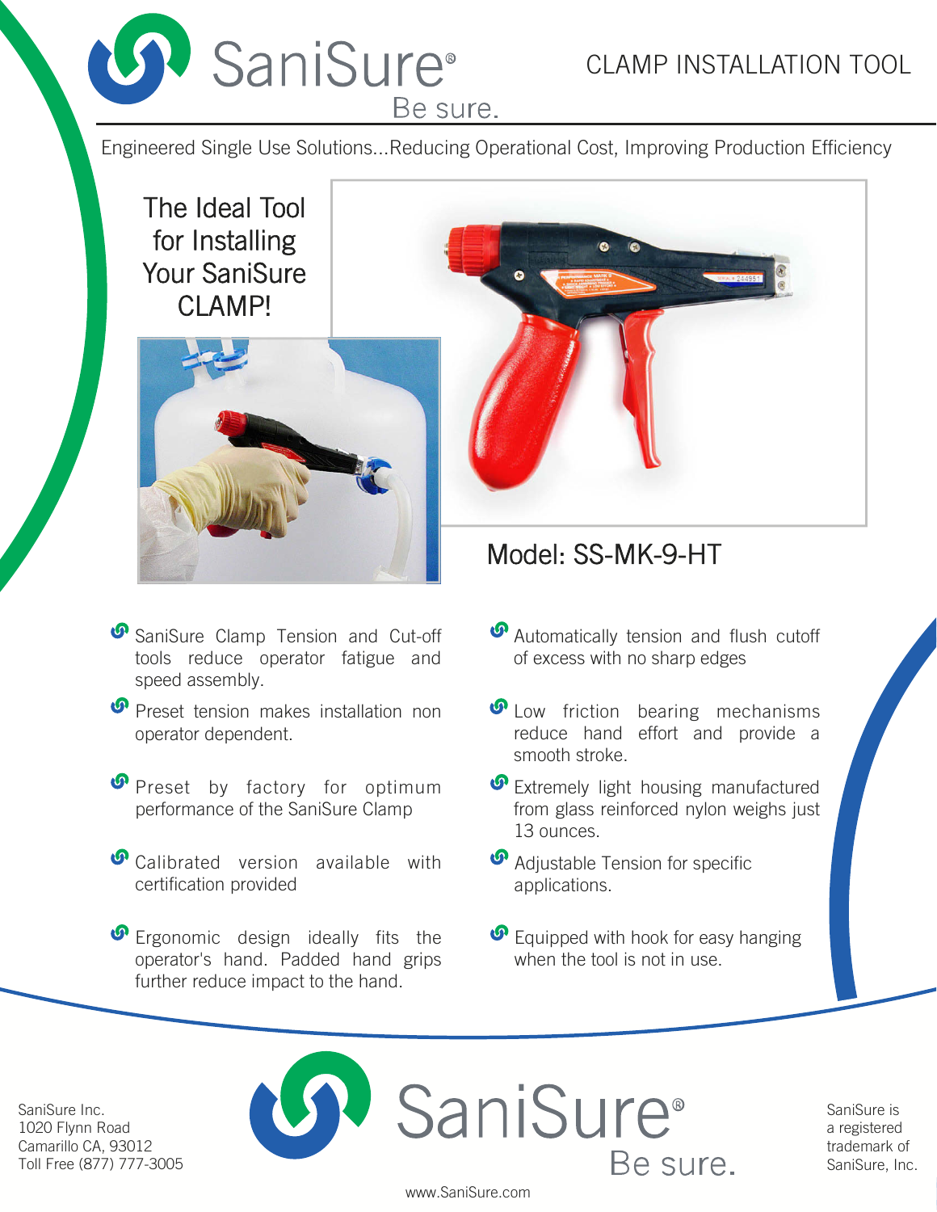# SaniSure®

Be sure.

## CLAMP INSTALLATION TOOL

Engineered Single Use Solutions...Reducing Operational Cost, Improving Production Efficiency

### The Ideal Tool for Installing Your SaniSure CLAMP!

### Model: SS-MK-9-HT

- SaniSure Clamp Tension and Cut-off tools reduce operator fatigue and speed assembly.
- Preset tension makes installation non operator dependent.
- Preset by factory for optimum performance of the SaniSure Clamp
- Calibrated version available with certification provided
- Ergonomic design ideally fits the operator's hand. Padded hand grips further reduce impact to the hand.
- Automatically tension and flush cutoff of excess with no sharp edges
- Low friction bearing mechanisms reduce hand effort and provide a smooth stroke.
- Extremely light housing manufactured from glass reinforced nylon weighs just 13 ounces.
- Adjustable Tension for specific applications.
- Equipped with hook for easy hanging when the tool is not in use.

SaniSure Inc.
1020 Flynn Road
Camarillo CA, 93012
Toll Free (877) 777-3005

SaniSure®
Be sure.

www.SaniSure.com

SaniSure is a registered trademark of SaniSure, Inc.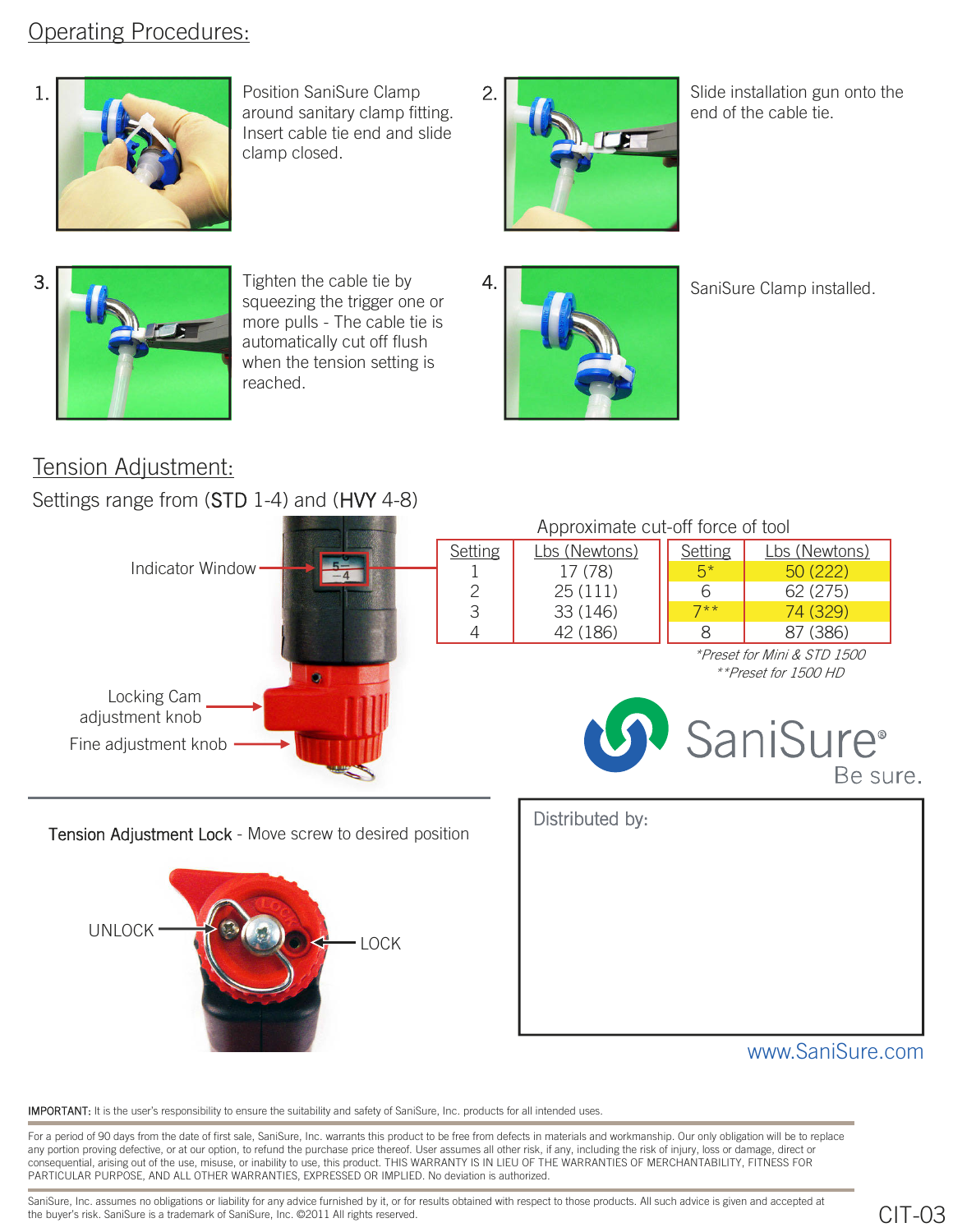## Operating Procedures:

1. Position SaniSure Clamp around sanitary clamp fitting. Insert cable tie end and slide clamp closed.

2. Slide installation gun onto the end of the cable tie.

3. Tighten the cable tie by squeezing the trigger one or more pulls - The cable tie is automatically cut off flush when the tension setting is reached.

4. SaniSure Clamp installed.

## Tension Adjustment:

Settings range from (STD 1-4) and (HVY 4-8)

Indicator Window

Locking Cam adjustment knob

Fine adjustment knob

Approximate cut-off force of tool

| Setting | Lbs (Newtons) | Setting | Lbs (Newtons) |
|---|---|---|---|
| 1 | 17 (78) | 5* | 50 (222) |
| 2 | 25 (111) | 6 | 62 (275) |
| 3 | 33 (146) | 7** | 74 (329) |
| 4 | 42 (186) | 8 | 87 (386) |

*\*Preset for Mini & STD 1500*

*\*\*Preset for 1500 HD*

SaniSure® Be sure.

**Tension Adjustment Lock** - Move screw to desired position

UNLOCK

LOCK

Distributed by:

www.SaniSure.com

**IMPORTANT:** It is the user's responsibility to ensure the suitability and safety of SaniSure, Inc. products for all intended uses.

For a period of 90 days from the date of first sale, SaniSure, Inc. warrants this product to be free from defects in materials and workmanship. Our only obligation will be to replace any portion proving defective, or at our option, to refund the purchase price thereof. User assumes all other risk, if any, including the risk of injury, loss or damage, direct or consequential, arising out of the use, misuse, or inability to use, this product. THIS WARRANTY IS IN LIEU OF THE WARRANTIES OF MERCHANTABILITY, FITNESS FOR PARTICULAR PURPOSE, AND ALL OTHER WARRANTIES, EXPRESSED OR IMPLIED. No deviation is authorized.

SaniSure, Inc. assumes no obligations or liability for any advice furnished by it, or for results obtained with respect to those products. All such advice is given and accepted at the buyer's risk. SaniSure is a trademark of SaniSure, Inc. ©2011 All rights reserved.

CIT-03